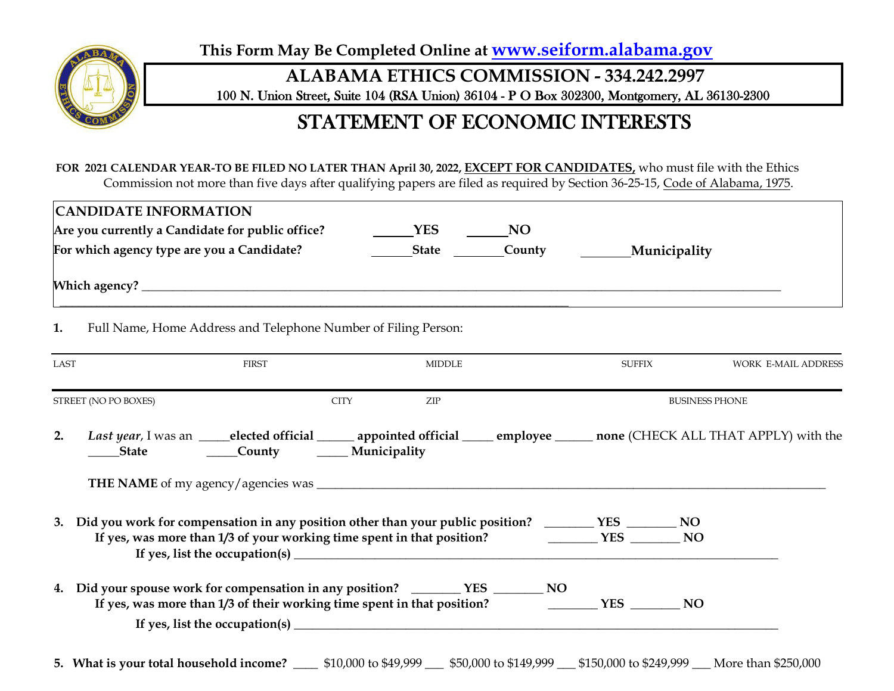This Form May Be Completed Online at **www.seiform.alabama.gov**

# ALABAMA ETHICS COMMISSION - 334.242.2997

100 N. Union Street, Suite 104 (RSA Union) 36104 - P O Box 302300, Montgomery, AL 36130-2300

# STATEMENT OF ECONOMIC INTERESTS

**FOR 2021 CALENDAR YEAR-TO BE FILED NO LATER THAN April 30, 2022, EXCEPT FOR CANDIDATES,** who must file with the Ethics Commission not more than five days after qualifying papers are filed as required by Section 36-25-15, Code of Alabama, 1975.

**CANDIDATE INFORMATION**

**Are you currently a Candidate for public office?** ______**YES** ______**NO**

**For which agency type are you a Candidate?** ______**State** ________**County** ________**Municipality**

**Which agency?** ____________________________________________________________

____________________________________________________________

**1.** Full Name, Home Address and Telephone Number of Filing Person:

| LAST | FIRST | MIDDLE | SUFFIX | WORK E-MAIL ADDRESS |
|---|---|---|---|---|
| | | | | |

| STREET (NO PO BOXES) | CITY | ZIP | BUSINESS PHONE |
|---|---|---|---|
| | | | |

**2.** *Last year*, I was an _____**elected official** ______ **appointed official** _____ **employee** ______ **none** (CHECK ALL THAT APPLY) with the _____**State** _____**County** _____ **Municipality**

**THE NAME** of my agency/agencies was ____________________________________________________________

**3. Did you work for compensation in any position other than your public position?** ________ **YES** ________ **NO**

**If yes, was more than 1/3 of your working time spent in that position?** ________ **YES** ________ **NO**

**If yes, list the occupation(s)** ____________________________________________________________

**4. Did your spouse work for compensation in any position?** ________ **YES** ________ **NO**

**If yes, was more than 1/3 of their working time spent in that position?** ________ **YES** ________ **NO**

**If yes, list the occupation(s)** ____________________________________________________________

**5. What is your total household income?** ____ $10,000 to $49,999 ___ $50,000 to $149,999 ___ $150,000 to $249,999 ___ More than $250,000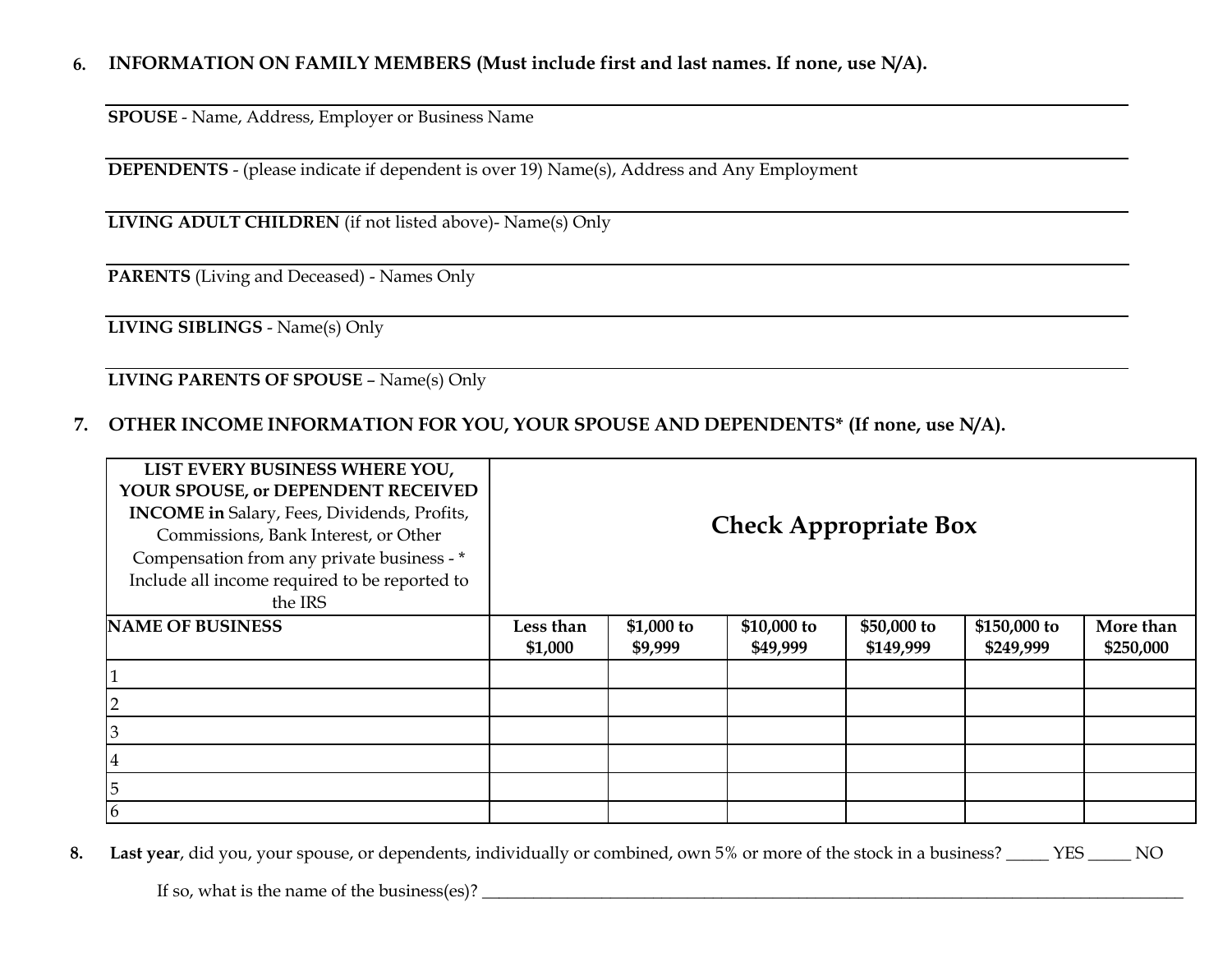6. **INFORMATION ON FAMILY MEMBERS (Must include first and last names. If none, use N/A).**

**SPOUSE** - Name, Address, Employer or Business Name

**DEPENDENTS** - (please indicate if dependent is over 19) Name(s), Address and Any Employment

**LIVING ADULT CHILDREN** (if not listed above)- Name(s) Only

**PARENTS** (Living and Deceased) - Names Only

**LIVING SIBLINGS** - Name(s) Only

**LIVING PARENTS OF SPOUSE** – Name(s) Only

7. **OTHER INCOME INFORMATION FOR YOU, YOUR SPOUSE AND DEPENDENTS* (If none, use N/A).**

| **LIST EVERY BUSINESS WHERE YOU, YOUR SPOUSE, or DEPENDENT RECEIVED INCOME in** Salary, Fees, Dividends, Profits, Commissions, Bank Interest, or Other Compensation from any private business - * Include all income required to be reported to the IRS | **Check Appropriate Box** | | | | | |
|---|---|---|---|---|---|---|
| **NAME OF BUSINESS** | **Less than $1,000** | **$1,000 to $9,999** | **$10,000 to $49,999** | **$50,000 to $149,999** | **$150,000 to $249,999** | **More than $250,000** |
| 1 | | | | | | |
| 2 | | | | | | |
| 3 | | | | | | |
| 4 | | | | | | |
| 5 | | | | | | |
| 6 | | | | | | |

8. **Last year**, did you, your spouse, or dependents, individually or combined, own 5% or more of the stock in a business? _____ YES _____ NO

   If so, what is the name of the business(es)? ____________________________________________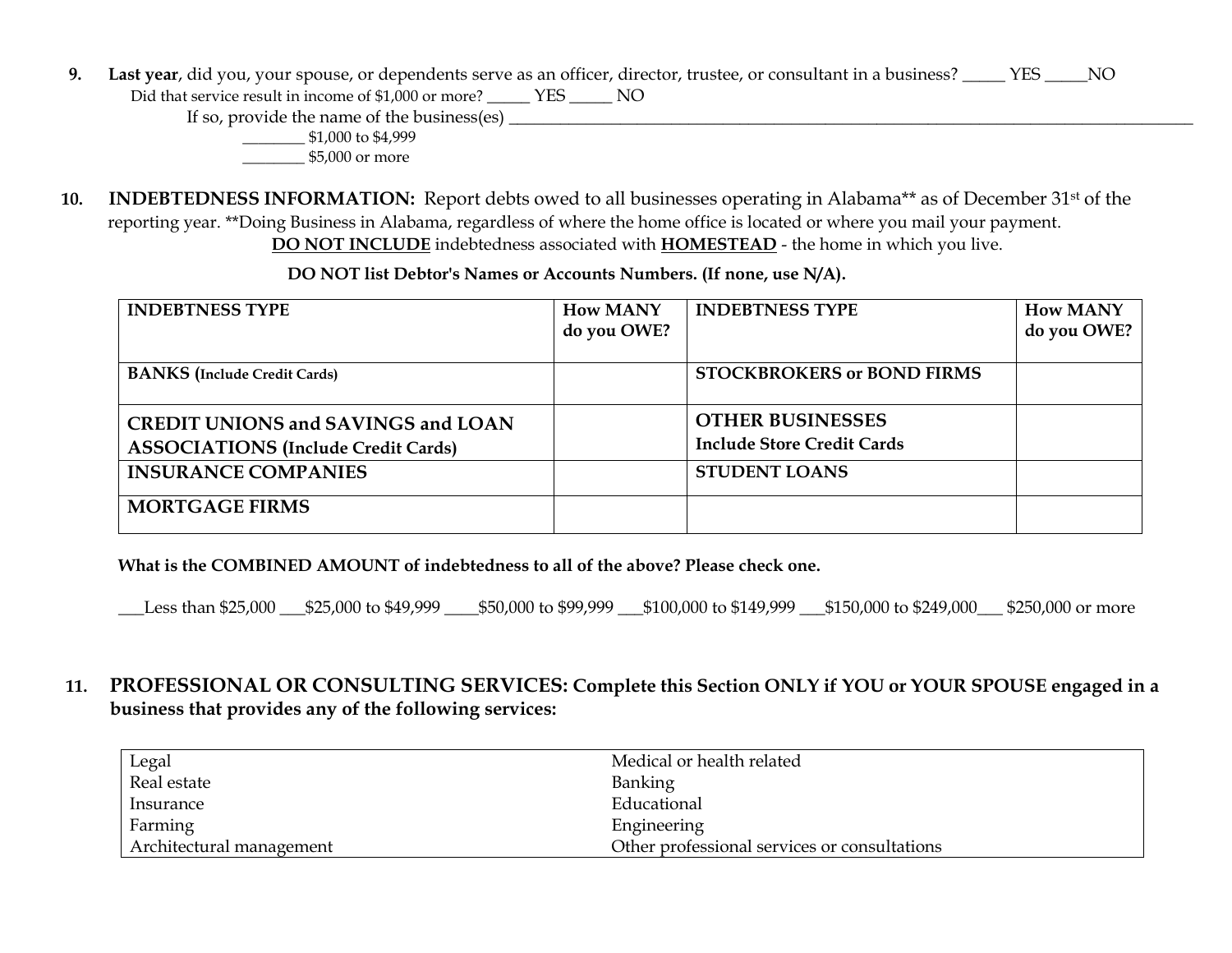9. **Last year**, did you, your spouse, or dependents serve as an officer, director, trustee, or consultant in a business? _____ YES _____NO

Did that service result in income of $1,000 or more? ______ YES ______ NO

If so, provide the name of the business(es) ____________________________________________

________ $1,000 to $4,999

________ $5,000 or more

10. **INDEBTEDNESS INFORMATION:** Report debts owed to all businesses operating in Alabama** as of December 31st of the reporting year. **Doing Business in Alabama, regardless of where the home office is located or where you mail your payment.

**<u>DO NOT INCLUDE</u>** indebtedness associated with **<u>HOMESTEAD</u>** - the home in which you live.

**DO NOT list Debtor's Names or Accounts Numbers. (If none, use N/A).**

| INDEBTNESS TYPE | How MANY do you OWE? | INDEBTNESS TYPE | How MANY do you OWE? |
|---|---|---|---|
| **BANKS (Include Credit Cards)** | | **STOCKBROKERS or BOND FIRMS** | |
| **CREDIT UNIONS and SAVINGS and LOAN ASSOCIATIONS (Include Credit Cards)** | | **OTHER BUSINESSES** **Include Store Credit Cards** | |
| **INSURANCE COMPANIES** | | **STUDENT LOANS** | |
| **MORTGAGE FIRMS** | | | |

**What is the COMBINED AMOUNT of indebtedness to all of the above? Please check one.**

___Less than $25,000 ___$25,000 to $49,999 ____$50,000 to $99,999 ___$100,000 to $149,999 ___$150,000 to $249,000___ $250,000 or more

11. **PROFESSIONAL OR CONSULTING SERVICES: Complete this Section ONLY if YOU or YOUR SPOUSE engaged in a business that provides any of the following services:**

| | |
|---|---|
| Legal | Medical or health related |
| Real estate | Banking |
| Insurance | Educational |
| Farming | Engineering |
| Architectural management | Other professional services or consultations |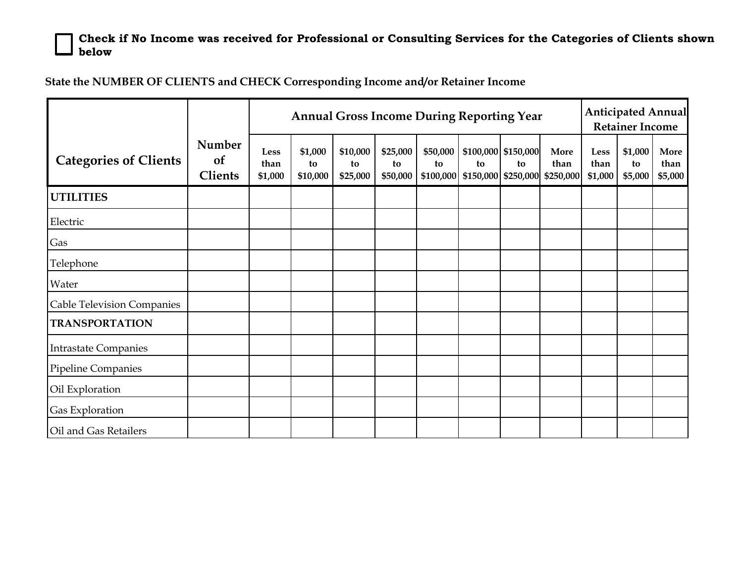☐ **Check if No Income was received for Professional or Consulting Services for the Categories of Clients shown below**

**State the NUMBER OF CLIENTS and CHECK Corresponding Income and/or Retainer Income**

| Categories of Clients | Number of Clients | Annual Gross Income During Reporting Year | | | | | | | | Anticipated Annual Retainer Income | | |
|---|---|---|---|---|---|---|---|---|---|---|---|---|
| | | Less than $1,000 | $1,000 to $10,000 | $10,000 to $25,000 | $25,000 to $50,000 | $50,000 to $100,000 | $100,000 to $150,000 | $150,000 to $250,000 | More than $250,000 | Less than $1,000 | $1,000 to $5,000 | More than $5,000 |
| **UTILITIES** | | | | | | | | | | | | |
| Electric | | | | | | | | | | | | |
| Gas | | | | | | | | | | | | |
| Telephone | | | | | | | | | | | | |
| Water | | | | | | | | | | | | |
| Cable Television Companies | | | | | | | | | | | | |
| **TRANSPORTATION** | | | | | | | | | | | | |
| Intrastate Companies | | | | | | | | | | | | |
| Pipeline Companies | | | | | | | | | | | | |
| Oil Exploration | | | | | | | | | | | | |
| Gas Exploration | | | | | | | | | | | | |
| Oil and Gas Retailers | | | | | | | | | | | | |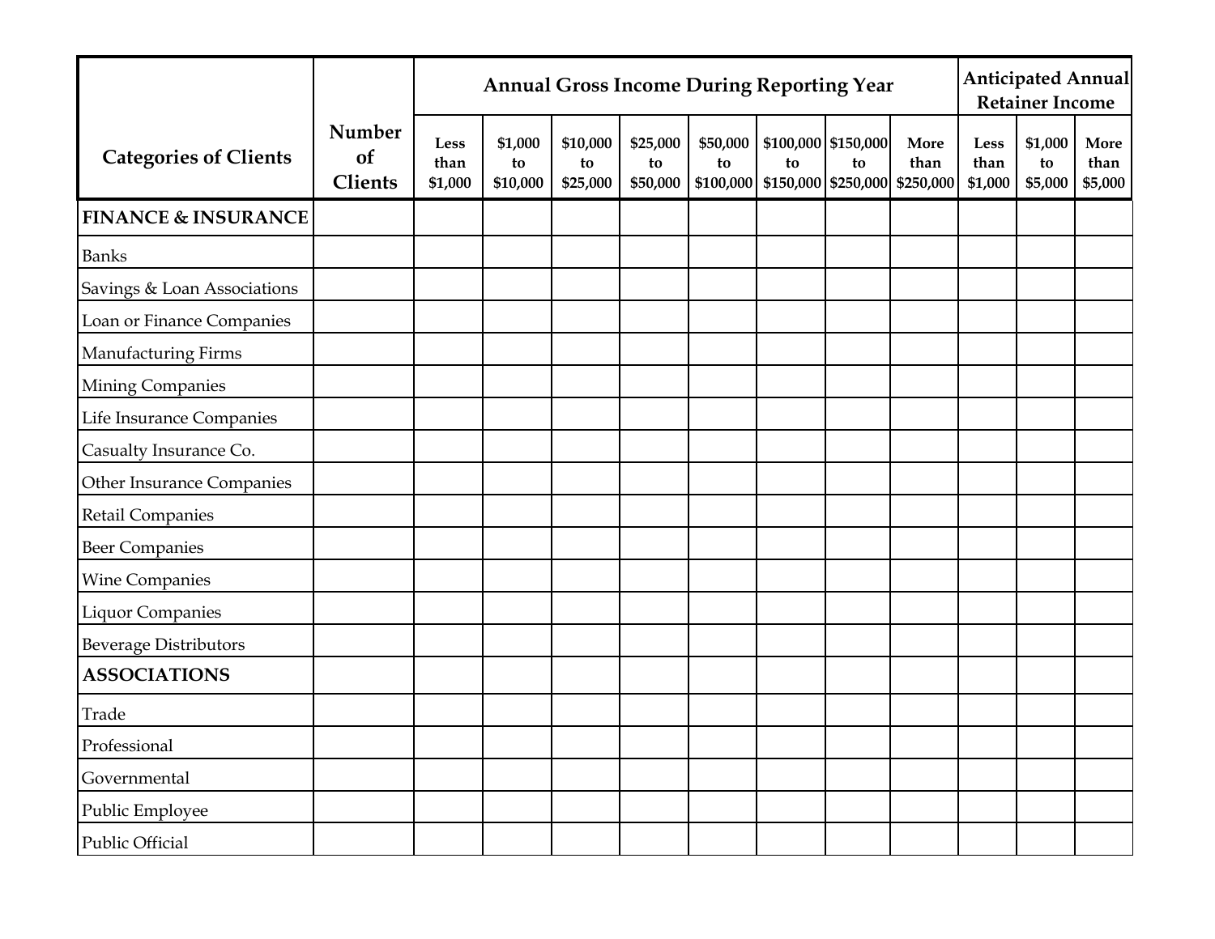| Categories of Clients | Number of Clients | Annual Gross Income During Reporting Year | | | | | | | | Anticipated Annual Retainer Income | | |
|---|---|---|---|---|---|---|---|---|---|---|---|---|
| | | Less than $1,000 | $1,000 to $10,000 | $10,000 to $25,000 | $25,000 to $50,000 | $50,000 to $100,000 | $100,000 to $150,000 | $150,000 to $250,000 | More than $250,000 | Less than $1,000 | $1,000 to $5,000 | More than $5,000 |
| **FINANCE & INSURANCE** | | | | | | | | | | | | |
| Banks | | | | | | | | | | | | |
| Savings & Loan Associations | | | | | | | | | | | | |
| Loan or Finance Companies | | | | | | | | | | | | |
| Manufacturing Firms | | | | | | | | | | | | |
| Mining Companies | | | | | | | | | | | | |
| Life Insurance Companies | | | | | | | | | | | | |
| Casualty Insurance Co. | | | | | | | | | | | | |
| Other Insurance Companies | | | | | | | | | | | | |
| Retail Companies | | | | | | | | | | | | |
| Beer Companies | | | | | | | | | | | | |
| Wine Companies | | | | | | | | | | | | |
| Liquor Companies | | | | | | | | | | | | |
| Beverage Distributors | | | | | | | | | | | | |
| **ASSOCIATIONS** | | | | | | | | | | | | |
| Trade | | | | | | | | | | | | |
| Professional | | | | | | | | | | | | |
| Governmental | | | | | | | | | | | | |
| Public Employee | | | | | | | | | | | | |
| Public Official | | | | | | | | | | | | |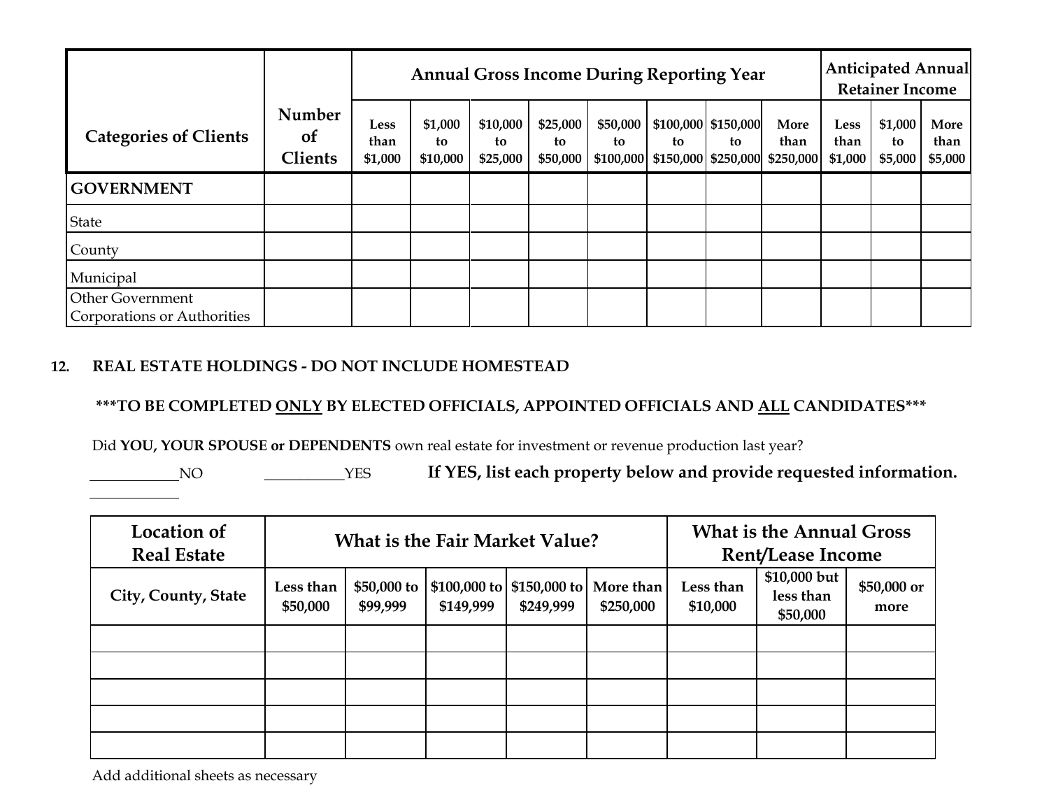| Categories of Clients | Number of Clients | Annual Gross Income During Reporting Year | | | | | | | | Anticipated Annual Retainer Income | | |
|---|---|---|---|---|---|---|---|---|---|---|---|---|
| | | Less than $1,000 | $1,000 to $10,000 | $10,000 to $25,000 | $25,000 to $50,000 | $50,000 to $100,000 | $100,000 to $150,000 | $150,000 to $250,000 | More than $250,000 | Less than $1,000 | $1,000 to $5,000 | More than $5,000 |
| **GOVERNMENT** | | | | | | | | | | | | |
| State | | | | | | | | | | | | |
| County | | | | | | | | | | | | |
| Municipal | | | | | | | | | | | | |
| Other Government Corporations or Authorities | | | | | | | | | | | | |

## 12. REAL ESTATE HOLDINGS - DO NOT INCLUDE HOMESTEAD

**\*\*\*TO BE COMPLETED ONLY BY ELECTED OFFICIALS, APPOINTED OFFICIALS AND ALL CANDIDATES\*\*\***

Did **YOU, YOUR SPOUSE or DEPENDENTS** own real estate for investment or revenue production last year?

\_\_\_\_\_\_\_\_\_\_\_\_NO \_\_\_\_\_\_\_\_\_\_\_YES **If YES, list each property below and provide requested information.**

| Location of Real Estate | What is the Fair Market Value? | | | | | What is the Annual Gross Rent/Lease Income | | |
|---|---|---|---|---|---|---|---|---|
| City, County, State | Less than $50,000 | $50,000 to $99,999 | $100,000 to $149,999 | $150,000 to $249,999 | More than $250,000 | Less than $10,000 | $10,000 but less than $50,000 | $50,000 or more |
| | | | | | | | | |
| | | | | | | | | |
| | | | | | | | | |
| | | | | | | | | |
| | | | | | | | | |

Add additional sheets as necessary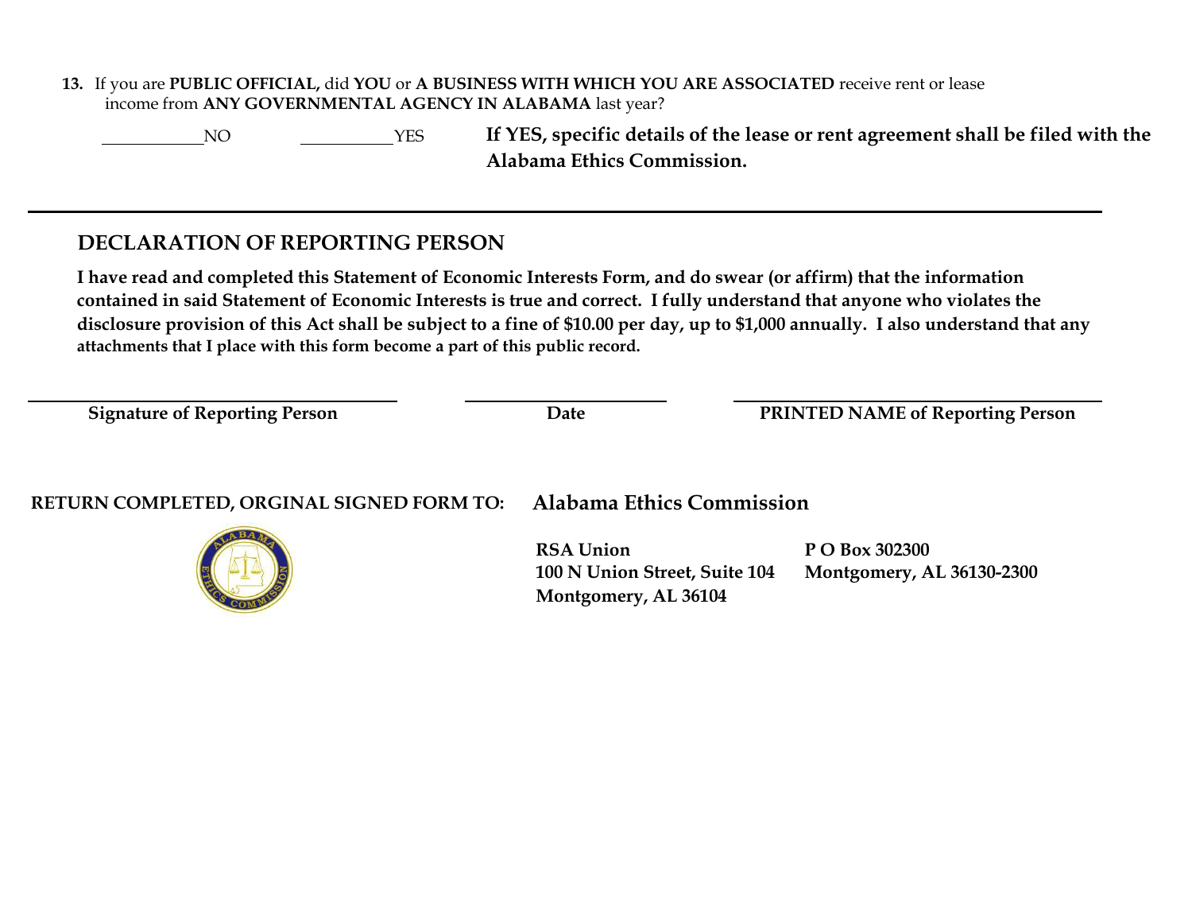**13.** If you are **PUBLIC OFFICIAL,** did **YOU** or **A BUSINESS WITH WHICH YOU ARE ASSOCIATED** receive rent or lease income from **ANY GOVERNMENTAL AGENCY IN ALABAMA** last year?

\_\_\_\_\_\_\_\_\_\_\_\_NO \_\_\_\_\_\_\_\_\_\_\_\_YES **If YES, specific details of the lease or rent agreement shall be filed with the Alabama Ethics Commission.**

---

## DECLARATION OF REPORTING PERSON

**I have read and completed this Statement of Economic Interests Form, and do swear (or affirm) that the information contained in said Statement of Economic Interests is true and correct. I fully understand that anyone who violates the disclosure provision of this Act shall be subject to a fine of $10.00 per day, up to $1,000 annually. I also understand that any attachments that I place with this form become a part of this public record.**

| \_\_\_\_\_\_\_\_\_\_\_\_\_\_\_\_\_\_\_\_ | \_\_\_\_\_\_\_\_\_\_\_\_ | \_\_\_\_\_\_\_\_\_\_\_\_\_\_\_\_\_\_\_\_ |
|---|---|---|
| **Signature of Reporting Person** | **Date** | **PRINTED NAME of Reporting Person** |

**RETURN COMPLETED, ORGINAL SIGNED FORM TO:** **Alabama Ethics Commission**

**RSA Union**
**100 N Union Street, Suite 104**
**Montgomery, AL 36104**

**P O Box 302300**
**Montgomery, AL 36130-2300**